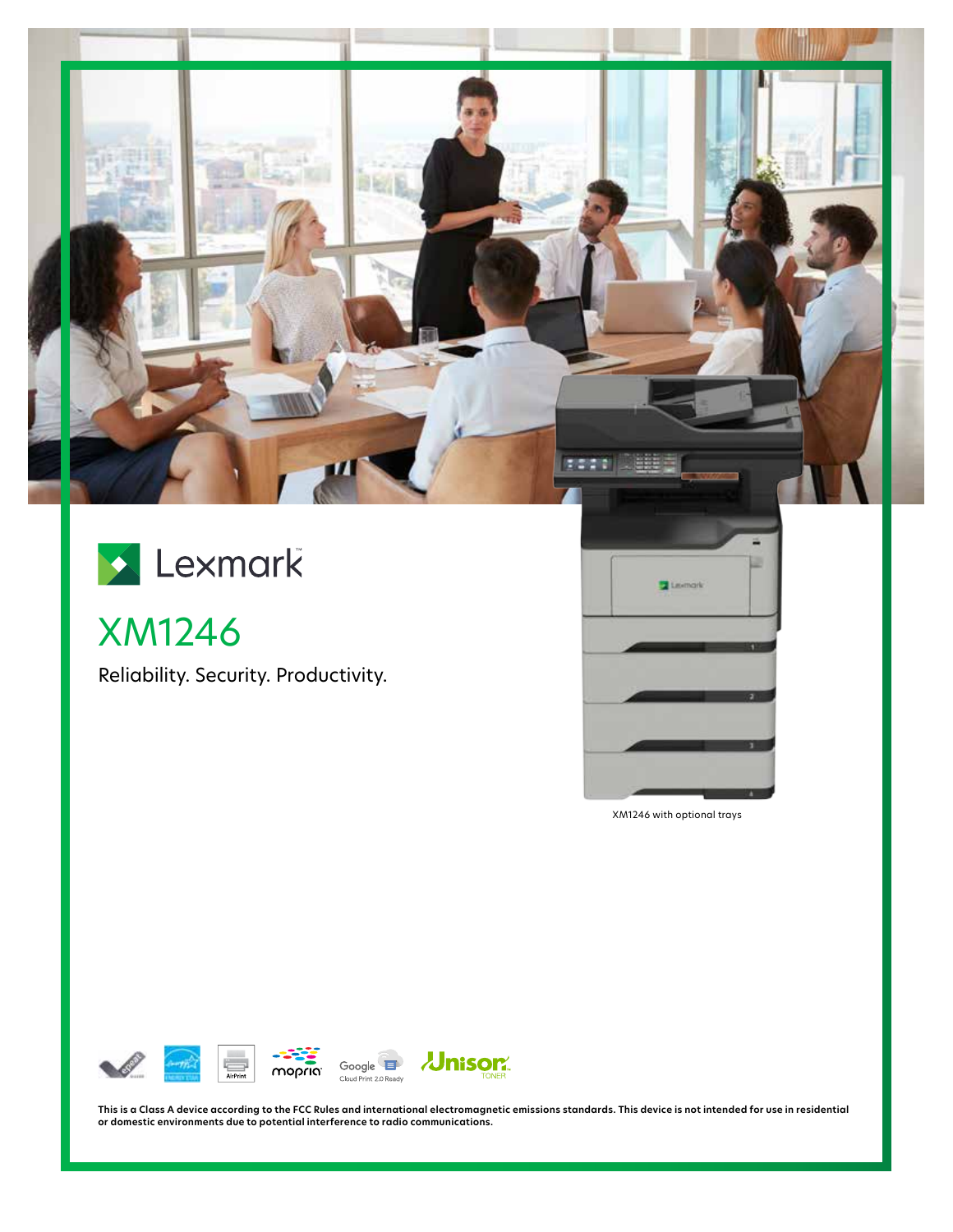Lexmark

# XM1246

Reliability. Security. Productivity.

XM1246 with optional trays

**This is a Class A device according to the FCC Rules and international electromagnetic emissions standards. This device is not intended for use in residential or domestic environments due to potential interference to radio communications.**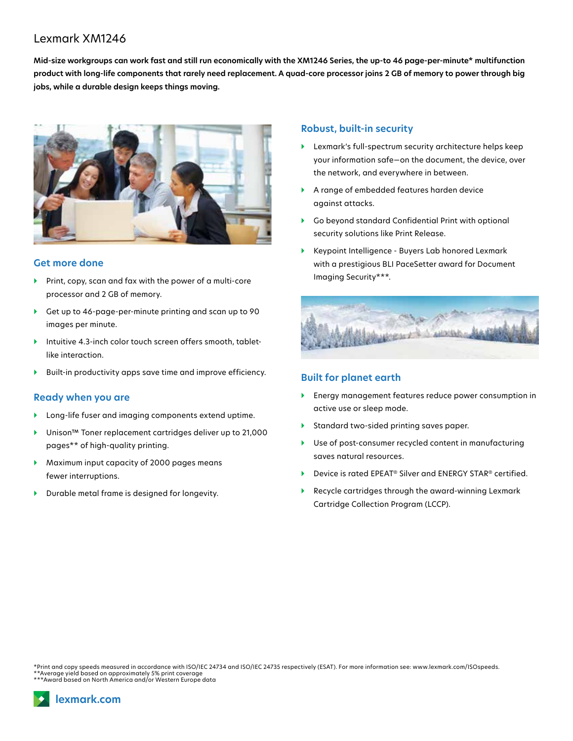# Lexmark XM1246

**Mid-size workgroups can work fast and still run economically with the XM1246 Series, the up-to 46 page-per-minute* multifunction product with long-life components that rarely need replacement. A quad-core processor joins 2 GB of memory to power through big jobs, while a durable design keeps things moving.**

## Get more done

- Print, copy, scan and fax with the power of a multi-core processor and 2 GB of memory.
- Get up to 46-page-per-minute printing and scan up to 90 images per minute.
- Intuitive 4.3-inch color touch screen offers smooth, tablet-like interaction.
- Built-in productivity apps save time and improve efficiency.

## Ready when you are

- Long-life fuser and imaging components extend uptime.
- Unison™ Toner replacement cartridges deliver up to 21,000 pages** of high-quality printing.
- Maximum input capacity of 2000 pages means fewer interruptions.
- Durable metal frame is designed for longevity.

## Robust, built-in security

- Lexmark's full-spectrum security architecture helps keep your information safe—on the document, the device, over the network, and everywhere in between.
- A range of embedded features harden device against attacks.
- Go beyond standard Confidential Print with optional security solutions like Print Release.
- Keypoint Intelligence - Buyers Lab honored Lexmark with a prestigious BLI PaceSetter award for Document Imaging Security***.

## Built for planet earth

- Energy management features reduce power consumption in active use or sleep mode.
- Standard two-sided printing saves paper.
- Use of post-consumer recycled content in manufacturing saves natural resources.
- Device is rated EPEAT® Silver and ENERGY STAR® certified.
- Recycle cartridges through the award-winning Lexmark Cartridge Collection Program (LCCP).

*Print and copy speeds measured in accordance with ISO/IEC 24734 and ISO/IEC 24735 respectively (ESAT). For more information see: www.lexmark.com/ISOspeeds.
**Average yield based on approximately 5% print coverage
***Award based on North America and/or Western Europe data

lexmark.com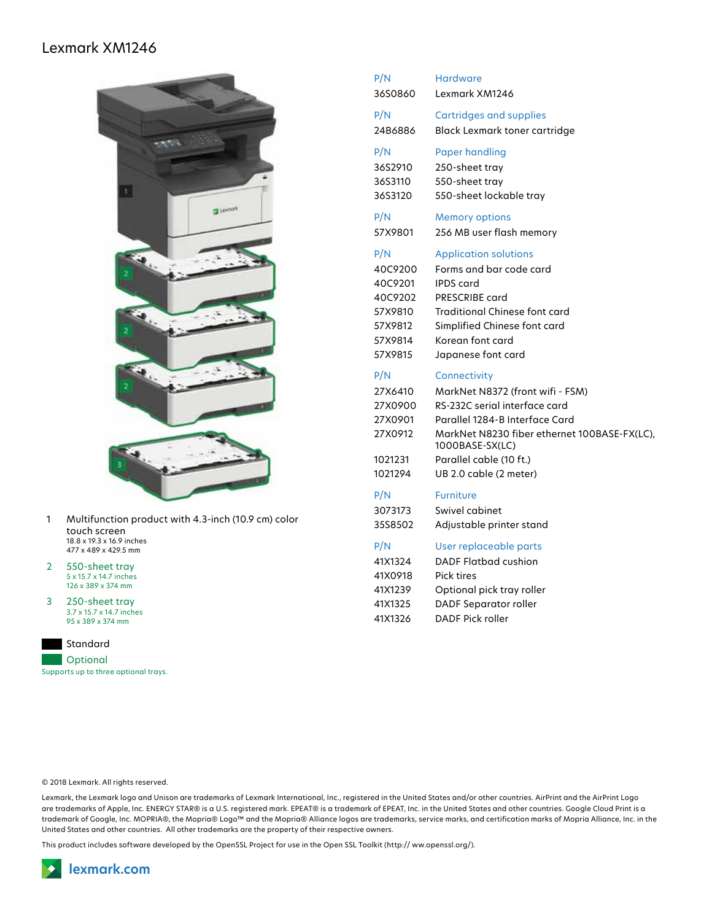# Lexmark XM1246

1. Multifunction product with 4.3-inch (10.9 cm) color touch screen
   18.8 x 19.3 x 16.9 inches
   477 x 489 x 429.5 mm
2. 550-sheet tray
   5 x 15.7 x 14.7 inches
   126 x 389 x 374 mm
3. 250-sheet tray
   3.7 x 15.7 x 14.7 inches
   95 x 389 x 374 mm

Standard

Optional

Supports up to three optional trays.

| P/N | Hardware |
|---|---|
| 36S0860 | Lexmark XM1246 |

| P/N | Cartridges and supplies |
|---|---|
| 24B6886 | Black Lexmark toner cartridge |

| P/N | Paper handling |
|---|---|
| 36S2910 | 250-sheet tray |
| 36S3110 | 550-sheet tray |
| 36S3120 | 550-sheet lockable tray |

| P/N | Memory options |
|---|---|
| 57X9801 | 256 MB user flash memory |

| P/N | Application solutions |
|---|---|
| 40C9200 | Forms and bar code card |
| 40C9201 | IPDS card |
| 40C9202 | PRESCRIBE card |
| 57X9810 | Traditional Chinese font card |
| 57X9812 | Simplified Chinese font card |
| 57X9814 | Korean font card |
| 57X9815 | Japanese font card |

| P/N | Connectivity |
|---|---|
| 27X6410 | MarkNet N8372 (front wifi - FSM) |
| 27X0900 | RS-232C serial interface card |
| 27X0901 | Parallel 1284-B Interface Card |
| 27X0912 | MarkNet N8230 fiber ethernet 100BASE-FX(LC), 1000BASE-SX(LC) |
| 1021231 | Parallel cable (10 ft.) |
| 1021294 | UB 2.0 cable (2 meter) |

| P/N | Furniture |
|---|---|
| 3073173 | Swivel cabinet |
| 35S8502 | Adjustable printer stand |

| P/N | User replaceable parts |
|---|---|
| 41X1324 | DADF Flatbad cushion |
| 41X0918 | Pick tires |
| 41X1239 | Optional pick tray roller |
| 41X1325 | DADF Separator roller |
| 41X1326 | DADF Pick roller |

© 2018 Lexmark. All rights reserved.

Lexmark, the Lexmark logo and Unison are trademarks of Lexmark International, Inc., registered in the United States and/or other countries. AirPrint and the AirPrint Logo are trademarks of Apple, Inc. ENERGY STAR® is a U.S. registered mark. EPEAT® is a trademark of EPEAT, Inc. in the United States and other countries. Google Cloud Print is a trademark of Google, Inc. MOPRIA®, the Mopria® Logo™ and the Mopria® Alliance logos are trademarks, service marks, and certification marks of Mopria Alliance, Inc. in the United States and other countries. All other trademarks are the property of their respective owners.

This product includes software developed by the OpenSSL Project for use in the Open SSL Toolkit (http:// ww.openssl.org/).

lexmark.com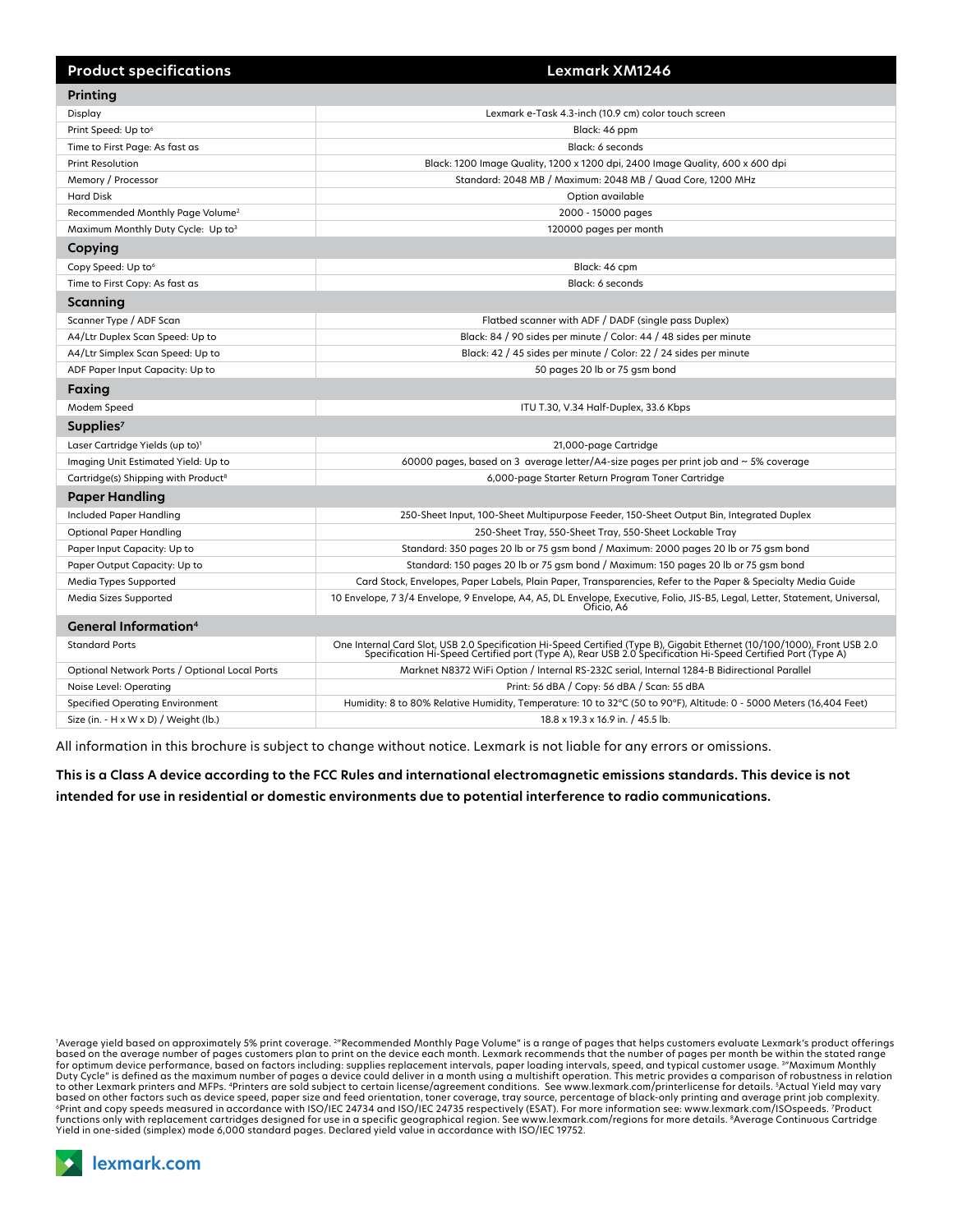| Product specifications | Lexmark XM1246 |
| --- | --- |
| **Printing** | |
| Display | Lexmark e-Task 4.3-inch (10.9 cm) color touch screen |
| Print Speed: Up to[6] | Black: 46 ppm |
| Time to First Page: As fast as | Black: 6 seconds |
| Print Resolution | Black: 1200 Image Quality, 1200 x 1200 dpi, 2400 Image Quality, 600 x 600 dpi |
| Memory / Processor | Standard: 2048 MB / Maximum: 2048 MB / Quad Core, 1200 MHz |
| Hard Disk | Option available |
| Recommended Monthly Page Volume[2] | 2000 - 15000 pages |
| Maximum Monthly Duty Cycle: Up to[3] | 120000 pages per month |
| **Copying** | |
| Copy Speed: Up to[6] | Black: 46 cpm |
| Time to First Copy: As fast as | Black: 6 seconds |
| **Scanning** | |
| Scanner Type / ADF Scan | Flatbed scanner with ADF / DADF (single pass Duplex) |
| A4/Ltr Duplex Scan Speed: Up to | Black: 84 / 90 sides per minute / Color: 44 / 48 sides per minute |
| A4/Ltr Simplex Scan Speed: Up to | Black: 42 / 45 sides per minute / Color: 22 / 24 sides per minute |
| ADF Paper Input Capacity: Up to | 50 pages 20 lb or 75 gsm bond |
| **Faxing** | |
| Modem Speed | ITU T.30, V.34 Half-Duplex, 33.6 Kbps |
| **Supplies[7]** | |
| Laser Cartridge Yields (up to)[1] | 21,000-page Cartridge |
| Imaging Unit Estimated Yield: Up to | 60000 pages, based on 3 average letter/A4-size pages per print job and ~ 5% coverage |
| Cartridge(s) Shipping with Product[8] | 6,000-page Starter Return Program Toner Cartridge |
| **Paper Handling** | |
| Included Paper Handling | 250-Sheet Input, 100-Sheet Multipurpose Feeder, 150-Sheet Output Bin, Integrated Duplex |
| Optional Paper Handling | 250-Sheet Tray, 550-Sheet Tray, 550-Sheet Lockable Tray |
| Paper Input Capacity: Up to | Standard: 350 pages 20 lb or 75 gsm bond / Maximum: 2000 pages 20 lb or 75 gsm bond |
| Paper Output Capacity: Up to | Standard: 150 pages 20 lb or 75 gsm bond / Maximum: 150 pages 20 lb or 75 gsm bond |
| Media Types Supported | Card Stock, Envelopes, Paper Labels, Plain Paper, Transparencies, Refer to the Paper & Specialty Media Guide |
| Media Sizes Supported | 10 Envelope, 7 3/4 Envelope, 9 Envelope, A4, A5, DL Envelope, Executive, Folio, JIS-B5, Legal, Letter, Statement, Universal, Oficio, A6 |
| **General Information[4]** | |
| Standard Ports | One Internal Card Slot, USB 2.0 Specification Hi-Speed Certified (Type B), Gigabit Ethernet (10/100/1000), Front USB 2.0 Specification Hi-Speed Certified port (Type A), Rear USB 2.0 Specification Hi-Speed Certified Port (Type A) |
| Optional Network Ports / Optional Local Ports | Marknet N8372 WiFi Option / Internal RS-232C serial, Internal 1284-B Bidirectional Parallel |
| Noise Level: Operating | Print: 56 dBA / Copy: 56 dBA / Scan: 55 dBA |
| Specified Operating Environment | Humidity: 8 to 80% Relative Humidity, Temperature: 10 to 32°C (50 to 90°F), Altitude: 0 - 5000 Meters (16,404 Feet) |
| Size (in. - H x W x D) / Weight (lb.) | 18.8 x 19.3 x 16.9 in. / 45.5 lb. |

All information in this brochure is subject to change without notice. Lexmark is not liable for any errors or omissions.

**This is a Class A device according to the FCC Rules and international electromagnetic emissions standards. This device is not intended for use in residential or domestic environments due to potential interference to radio communications.**

[1]Average yield based on approximately 5% print coverage. [2]"Recommended Monthly Page Volume" is a range of pages that helps customers evaluate Lexmark's product offerings based on the average number of pages customers plan to print on the device each month. Lexmark recommends that the number of pages per month be within the stated range for optimum device performance, based on factors including: supplies replacement intervals, paper loading intervals, speed, and typical customer usage. [3]"Maximum Monthly Duty Cycle" is defined as the maximum number of pages a device could deliver in a month using a multishift operation. This metric provides a comparison of robustness in relation to other Lexmark printers and MFPs. [4]Printers are sold subject to certain license/agreement conditions. See www.lexmark.com/printerlicense for details. [5]Actual Yield may vary based on other factors such as device speed, paper size and feed orientation, toner coverage, tray source, percentage of black-only printing and average print job complexity. [6]Print and copy speeds measured in accordance with ISO/IEC 24734 and ISO/IEC 24735 respectively (ESAT). For more information see: www.lexmark.com/ISOspeeds. [7]Product functions only with replacement cartridges designed for use in a specific geographical region. See www.lexmark.com/regions for more details. [8]Average Continuous Cartridge Yield in one-sided (simplex) mode 6,000 standard pages. Declared yield value in accordance with ISO/IEC 19752.

lexmark.com